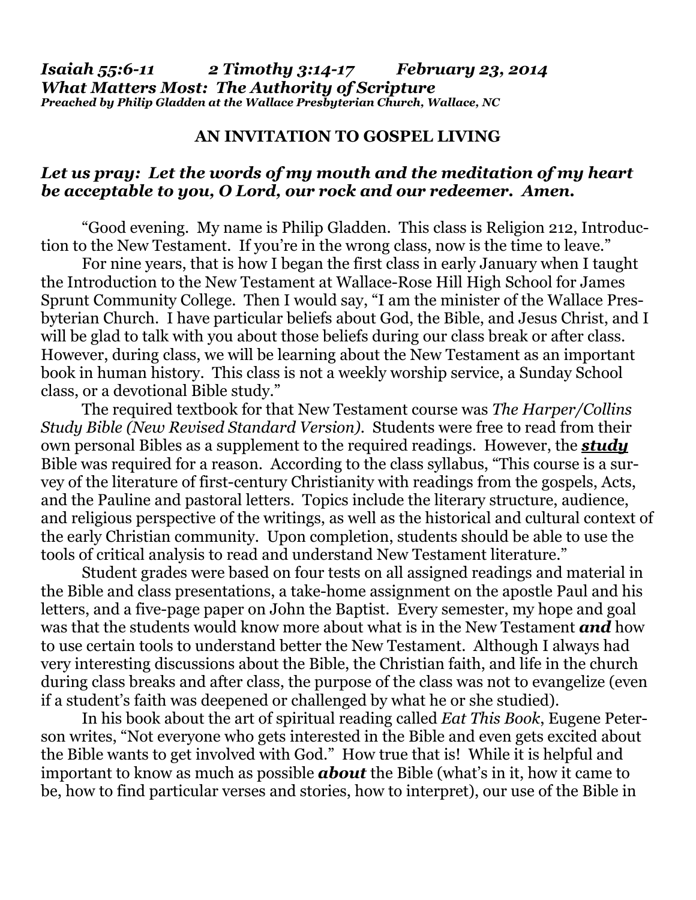***Isaiah 55:6-11 2 Timothy 3:14-17 February 23, 2014***
***What Matters Most: The Authority of Scripture***
***Preached by Philip Gladden at the Wallace Presbyterian Church, Wallace, NC***

**AN INVITATION TO GOSPEL LIVING**

***Let us pray: Let the words of my mouth and the meditation of my heart be acceptable to you, O Lord, our rock and our redeemer. Amen.***

"Good evening. My name is Philip Gladden. This class is Religion 212, Introduction to the New Testament. If you're in the wrong class, now is the time to leave."

For nine years, that is how I began the first class in early January when I taught the Introduction to the New Testament at Wallace-Rose Hill High School for James Sprunt Community College. Then I would say, "I am the minister of the Wallace Presbyterian Church. I have particular beliefs about God, the Bible, and Jesus Christ, and I will be glad to talk with you about those beliefs during our class break or after class. However, during class, we will be learning about the New Testament as an important book in human history. This class is not a weekly worship service, a Sunday School class, or a devotional Bible study."

The required textbook for that New Testament course was *The Harper/Collins Study Bible (New Revised Standard Version)*. Students were free to read from their own personal Bibles as a supplement to the required readings. However, the ***study*** Bible was required for a reason. According to the class syllabus, "This course is a survey of the literature of first-century Christianity with readings from the gospels, Acts, and the Pauline and pastoral letters. Topics include the literary structure, audience, and religious perspective of the writings, as well as the historical and cultural context of the early Christian community. Upon completion, students should be able to use the tools of critical analysis to read and understand New Testament literature."

Student grades were based on four tests on all assigned readings and material in the Bible and class presentations, a take-home assignment on the apostle Paul and his letters, and a five-page paper on John the Baptist. Every semester, my hope and goal was that the students would know more about what is in the New Testament ***and*** how to use certain tools to understand better the New Testament. Although I always had very interesting discussions about the Bible, the Christian faith, and life in the church during class breaks and after class, the purpose of the class was not to evangelize (even if a student's faith was deepened or challenged by what he or she studied).

In his book about the art of spiritual reading called *Eat This Book*, Eugene Peterson writes, "Not everyone who gets interested in the Bible and even gets excited about the Bible wants to get involved with God." How true that is! While it is helpful and important to know as much as possible ***about*** the Bible (what's in it, how it came to be, how to find particular verses and stories, how to interpret), our use of the Bible in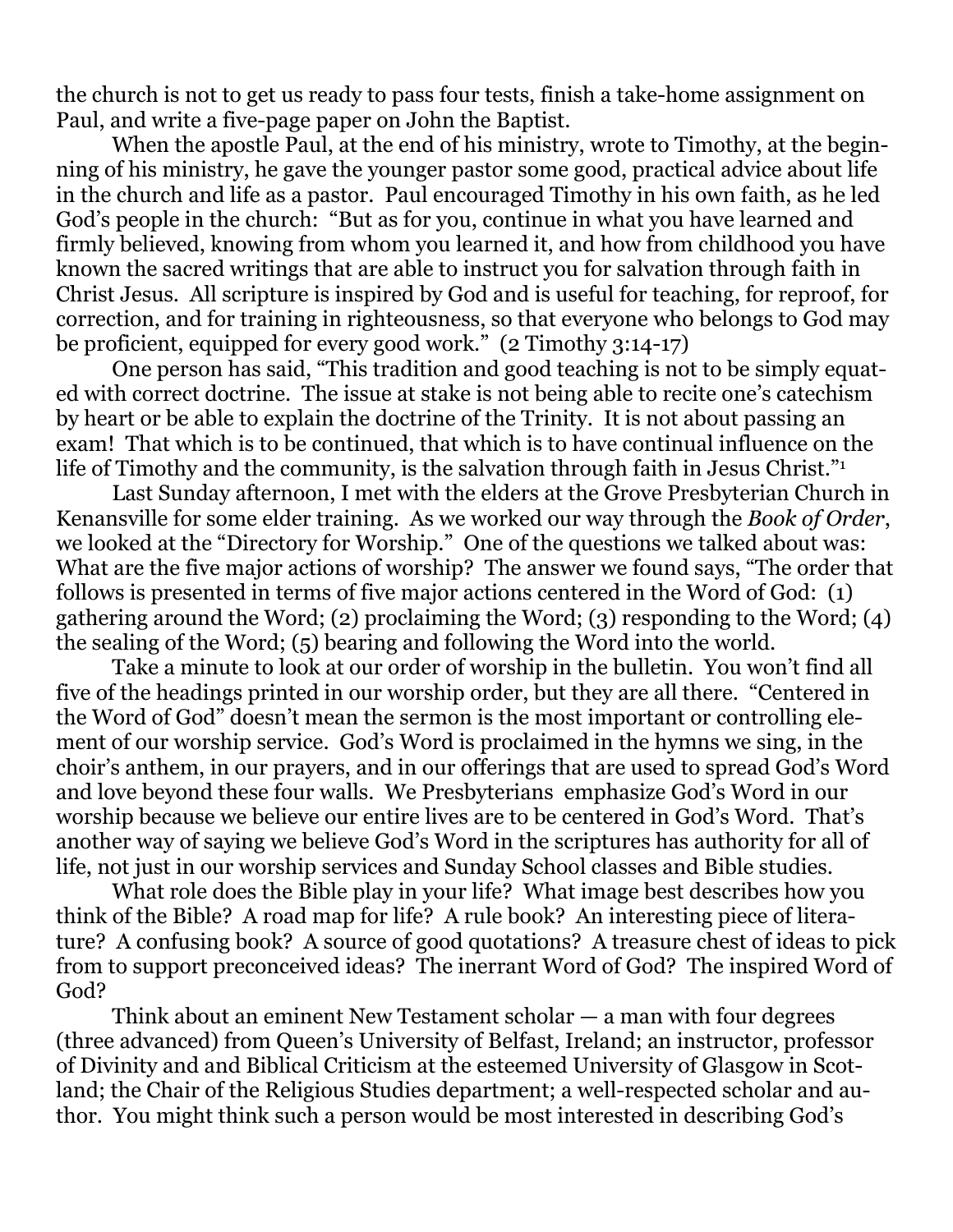the church is not to get us ready to pass four tests, finish a take-home assignment on Paul, and write a five-page paper on John the Baptist.

When the apostle Paul, at the end of his ministry, wrote to Timothy, at the beginning of his ministry, he gave the younger pastor some good, practical advice about life in the church and life as a pastor. Paul encouraged Timothy in his own faith, as he led God's people in the church: "But as for you, continue in what you have learned and firmly believed, knowing from whom you learned it, and how from childhood you have known the sacred writings that are able to instruct you for salvation through faith in Christ Jesus. All scripture is inspired by God and is useful for teaching, for reproof, for correction, and for training in righteousness, so that everyone who belongs to God may be proficient, equipped for every good work." (2 Timothy 3:14-17)

One person has said, "This tradition and good teaching is not to be simply equated with correct doctrine. The issue at stake is not being able to recite one's catechism by heart or be able to explain the doctrine of the Trinity. It is not about passing an exam! That which is to be continued, that which is to have continual influence on the life of Timothy and the community, is the salvation through faith in Jesus Christ."[1]

Last Sunday afternoon, I met with the elders at the Grove Presbyterian Church in Kenansville for some elder training. As we worked our way through the *Book of Order*, we looked at the "Directory for Worship." One of the questions we talked about was: What are the five major actions of worship? The answer we found says, "The order that follows is presented in terms of five major actions centered in the Word of God: (1) gathering around the Word; (2) proclaiming the Word; (3) responding to the Word; (4) the sealing of the Word; (5) bearing and following the Word into the world.

Take a minute to look at our order of worship in the bulletin. You won't find all five of the headings printed in our worship order, but they are all there. "Centered in the Word of God" doesn't mean the sermon is the most important or controlling element of our worship service. God's Word is proclaimed in the hymns we sing, in the choir's anthem, in our prayers, and in our offerings that are used to spread God's Word and love beyond these four walls. We Presbyterians emphasize God's Word in our worship because we believe our entire lives are to be centered in God's Word. That's another way of saying we believe God's Word in the scriptures has authority for all of life, not just in our worship services and Sunday School classes and Bible studies.

What role does the Bible play in your life? What image best describes how you think of the Bible? A road map for life? A rule book? An interesting piece of literature? A confusing book? A source of good quotations? A treasure chest of ideas to pick from to support preconceived ideas? The inerrant Word of God? The inspired Word of God?

Think about an eminent New Testament scholar — a man with four degrees (three advanced) from Queen's University of Belfast, Ireland; an instructor, professor of Divinity and and Biblical Criticism at the esteemed University of Glasgow in Scotland; the Chair of the Religious Studies department; a well-respected scholar and author. You might think such a person would be most interested in describing God's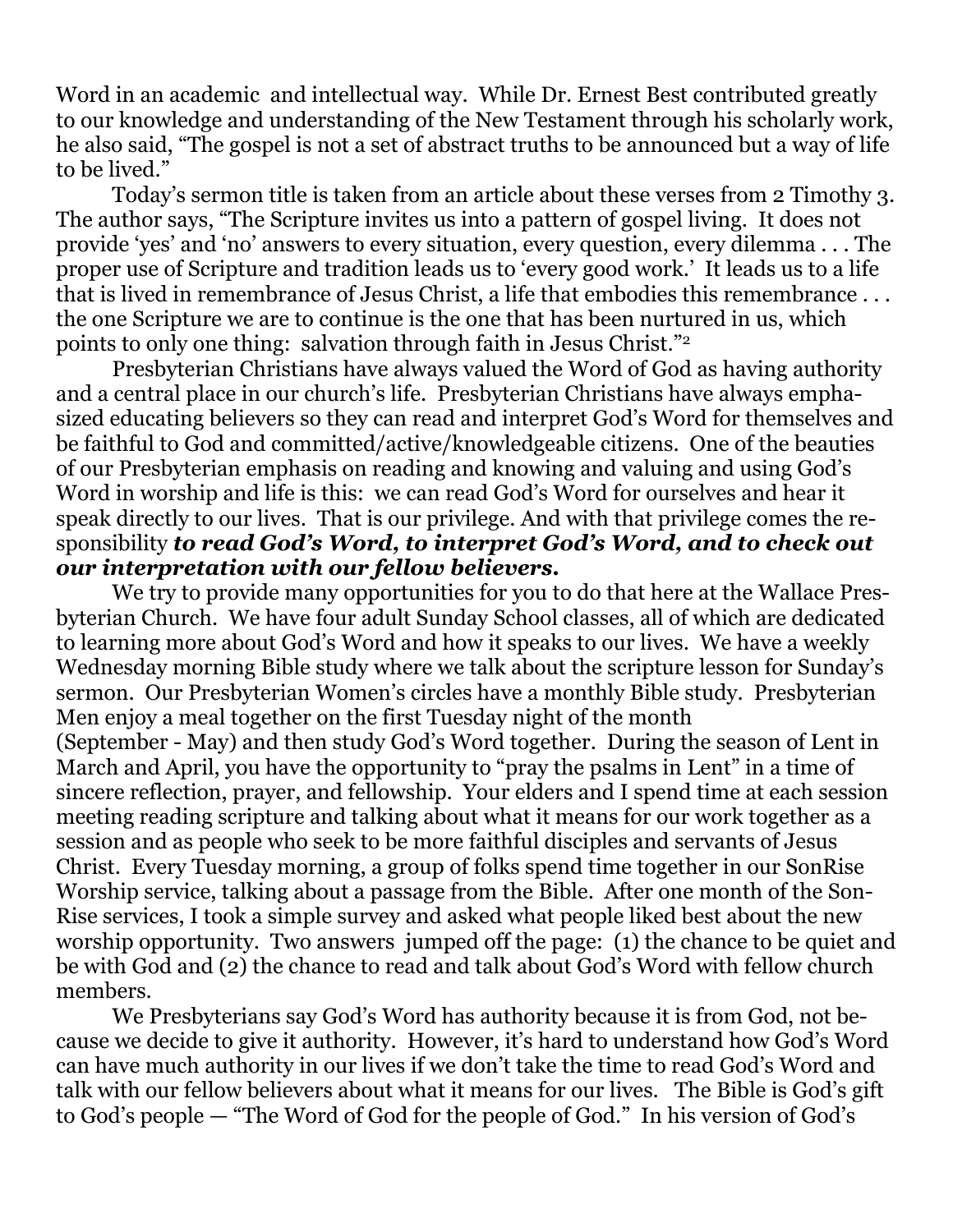Word in an academic and intellectual way. While Dr. Ernest Best contributed greatly to our knowledge and understanding of the New Testament through his scholarly work, he also said, "The gospel is not a set of abstract truths to be announced but a way of life to be lived."

Today's sermon title is taken from an article about these verses from 2 Timothy 3. The author says, "The Scripture invites us into a pattern of gospel living. It does not provide 'yes' and 'no' answers to every situation, every question, every dilemma . . . The proper use of Scripture and tradition leads us to 'every good work.' It leads us to a life that is lived in remembrance of Jesus Christ, a life that embodies this remembrance . . . the one Scripture we are to continue is the one that has been nurtured in us, which points to only one thing: salvation through faith in Jesus Christ."[2]

Presbyterian Christians have always valued the Word of God as having authority and a central place in our church's life. Presbyterian Christians have always emphasized educating believers so they can read and interpret God's Word for themselves and be faithful to God and committed/active/knowledgeable citizens. One of the beauties of our Presbyterian emphasis on reading and knowing and valuing and using God's Word in worship and life is this: we can read God's Word for ourselves and hear it speak directly to our lives. That is our privilege. And with that privilege comes the responsibility ***to read God's Word, to interpret God's Word, and to check out our interpretation with our fellow believers.***

We try to provide many opportunities for you to do that here at the Wallace Presbyterian Church. We have four adult Sunday School classes, all of which are dedicated to learning more about God's Word and how it speaks to our lives. We have a weekly Wednesday morning Bible study where we talk about the scripture lesson for Sunday's sermon. Our Presbyterian Women's circles have a monthly Bible study. Presbyterian Men enjoy a meal together on the first Tuesday night of the month (September - May) and then study God's Word together. During the season of Lent in March and April, you have the opportunity to "pray the psalms in Lent" in a time of sincere reflection, prayer, and fellowship. Your elders and I spend time at each session meeting reading scripture and talking about what it means for our work together as a session and as people who seek to be more faithful disciples and servants of Jesus Christ. Every Tuesday morning, a group of folks spend time together in our SonRise Worship service, talking about a passage from the Bible. After one month of the SonRise services, I took a simple survey and asked what people liked best about the new worship opportunity. Two answers jumped off the page: (1) the chance to be quiet and be with God and (2) the chance to read and talk about God's Word with fellow church members.

We Presbyterians say God's Word has authority because it is from God, not because we decide to give it authority. However, it's hard to understand how God's Word can have much authority in our lives if we don't take the time to read God's Word and talk with our fellow believers about what it means for our lives. The Bible is God's gift to God's people — "The Word of God for the people of God." In his version of God's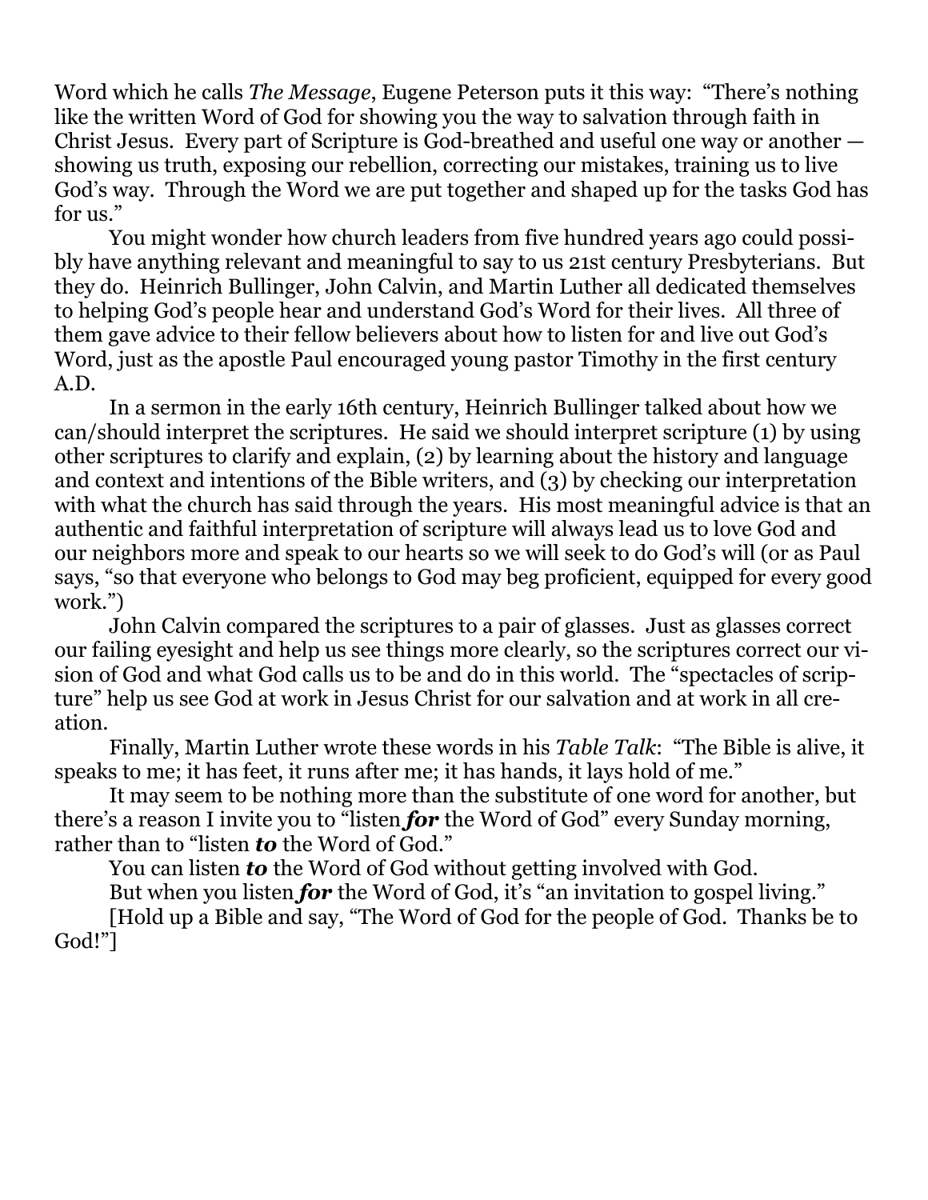Word which he calls *The Message*, Eugene Peterson puts it this way: "There's nothing like the written Word of God for showing you the way to salvation through faith in Christ Jesus. Every part of Scripture is God-breathed and useful one way or another — showing us truth, exposing our rebellion, correcting our mistakes, training us to live God's way. Through the Word we are put together and shaped up for the tasks God has for us."

You might wonder how church leaders from five hundred years ago could possibly have anything relevant and meaningful to say to us 21st century Presbyterians. But they do. Heinrich Bullinger, John Calvin, and Martin Luther all dedicated themselves to helping God's people hear and understand God's Word for their lives. All three of them gave advice to their fellow believers about how to listen for and live out God's Word, just as the apostle Paul encouraged young pastor Timothy in the first century A.D.

In a sermon in the early 16th century, Heinrich Bullinger talked about how we can/should interpret the scriptures. He said we should interpret scripture (1) by using other scriptures to clarify and explain, (2) by learning about the history and language and context and intentions of the Bible writers, and (3) by checking our interpretation with what the church has said through the years. His most meaningful advice is that an authentic and faithful interpretation of scripture will always lead us to love God and our neighbors more and speak to our hearts so we will seek to do God's will (or as Paul says, "so that everyone who belongs to God may beg proficient, equipped for every good work.")

John Calvin compared the scriptures to a pair of glasses. Just as glasses correct our failing eyesight and help us see things more clearly, so the scriptures correct our vision of God and what God calls us to be and do in this world. The "spectacles of scripture" help us see God at work in Jesus Christ for our salvation and at work in all creation.

Finally, Martin Luther wrote these words in his *Table Talk*: "The Bible is alive, it speaks to me; it has feet, it runs after me; it has hands, it lays hold of me."

It may seem to be nothing more than the substitute of one word for another, but there's a reason I invite you to "listen ***for*** the Word of God" every Sunday morning, rather than to "listen ***to*** the Word of God."

You can listen ***to*** the Word of God without getting involved with God.

But when you listen ***for*** the Word of God, it's "an invitation to gospel living."

[Hold up a Bible and say, "The Word of God for the people of God. Thanks be to God!"]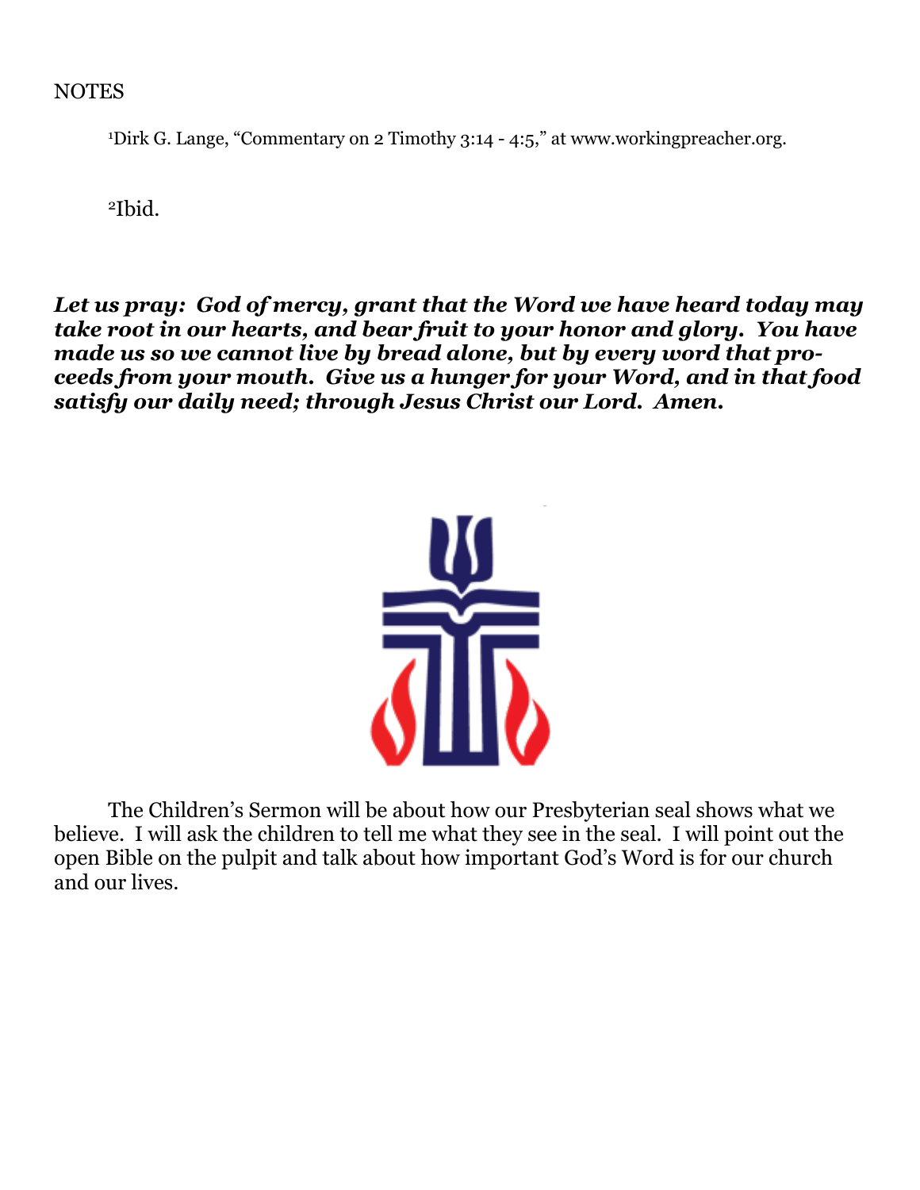NOTES

[1]Dirk G. Lange, "Commentary on 2 Timothy 3:14 - 4:5," at www.workingpreacher.org.

[2]Ibid.

***Let us pray: God of mercy, grant that the Word we have heard today may take root in our hearts, and bear fruit to your honor and glory. You have made us so we cannot live by bread alone, but by every word that proceeds from your mouth. Give us a hunger for your Word, and in that food satisfy our daily need; through Jesus Christ our Lord. Amen.***

The Children's Sermon will be about how our Presbyterian seal shows what we believe. I will ask the children to tell me what they see in the seal. I will point out the open Bible on the pulpit and talk about how important God's Word is for our church and our lives.